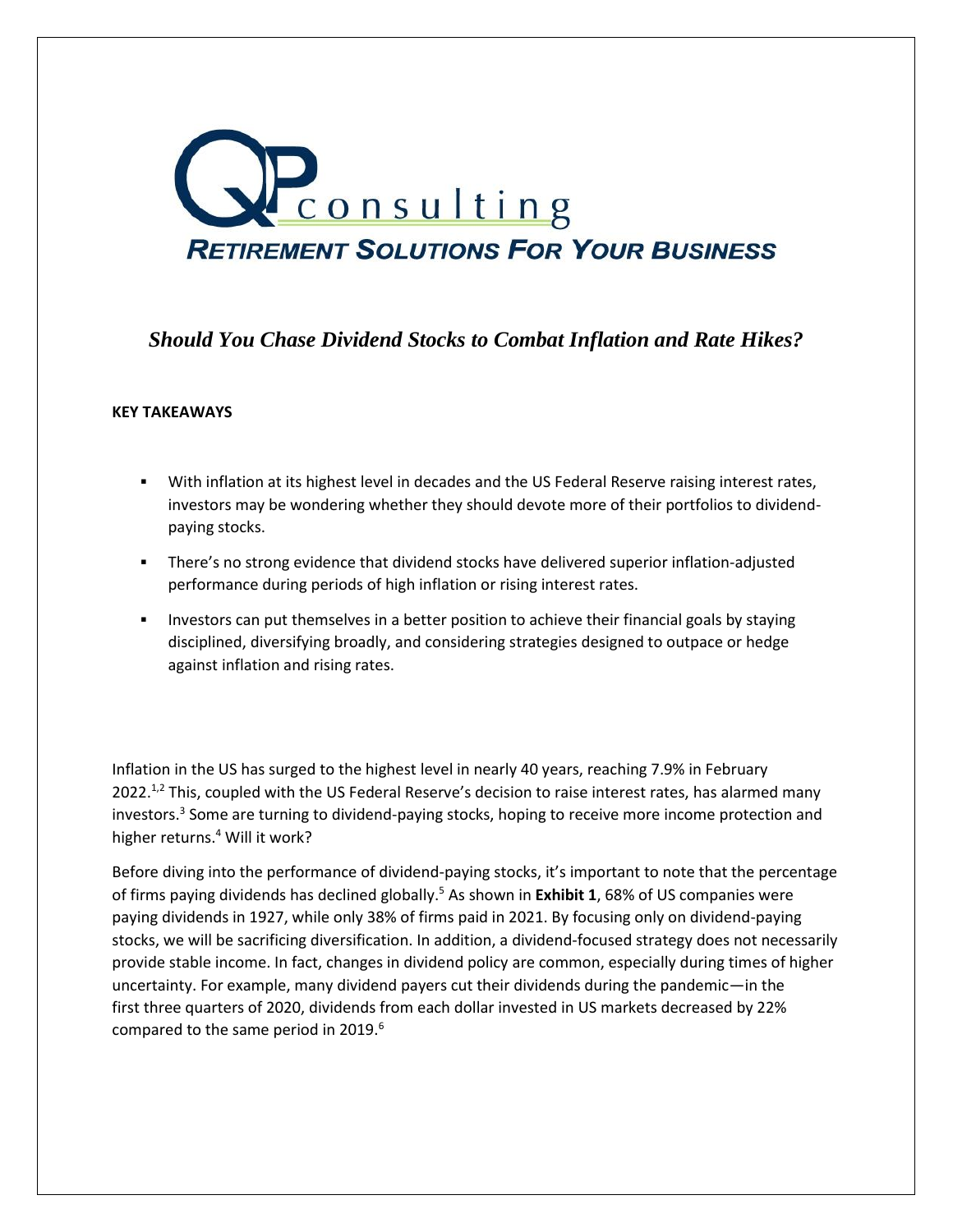QP consulting

**RETIREMENT SOLUTIONS FOR YOUR BUSINESS**

## *Should You Chase Dividend Stocks to Combat Inflation and Rate Hikes?*

**KEY TAKEAWAYS**

- With inflation at its highest level in decades and the US Federal Reserve raising interest rates, investors may be wondering whether they should devote more of their portfolios to dividend-paying stocks.
- There's no strong evidence that dividend stocks have delivered superior inflation-adjusted performance during periods of high inflation or rising interest rates.
- Investors can put themselves in a better position to achieve their financial goals by staying disciplined, diversifying broadly, and considering strategies designed to outpace or hedge against inflation and rising rates.

Inflation in the US has surged to the highest level in nearly 40 years, reaching 7.9% in February 2022.[1,2] This, coupled with the US Federal Reserve's decision to raise interest rates, has alarmed many investors.[3] Some are turning to dividend-paying stocks, hoping to receive more income protection and higher returns.[4] Will it work?

Before diving into the performance of dividend-paying stocks, it's important to note that the percentage of firms paying dividends has declined globally.[5] As shown in **Exhibit 1**, 68% of US companies were paying dividends in 1927, while only 38% of firms paid in 2021. By focusing only on dividend-paying stocks, we will be sacrificing diversification. In addition, a dividend-focused strategy does not necessarily provide stable income. In fact, changes in dividend policy are common, especially during times of higher uncertainty. For example, many dividend payers cut their dividends during the pandemic—in the first three quarters of 2020, dividends from each dollar invested in US markets decreased by 22% compared to the same period in 2019.[6]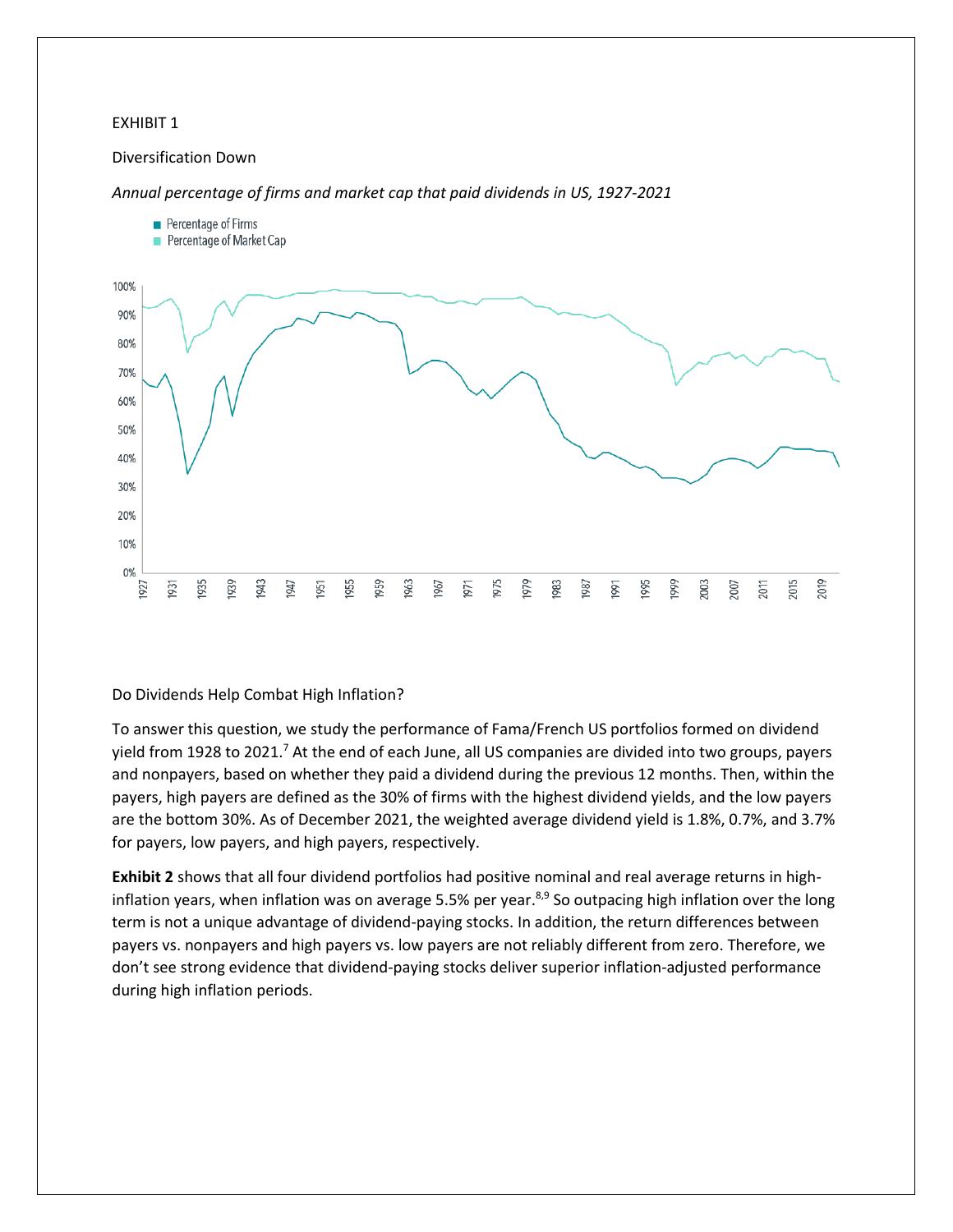EXHIBIT 1

Diversification Down

*Annual percentage of firms and market cap that paid dividends in US, 1927-2021*

Do Dividends Help Combat High Inflation?

To answer this question, we study the performance of Fama/French US portfolios formed on dividend yield from 1928 to 2021.[7] At the end of each June, all US companies are divided into two groups, payers and nonpayers, based on whether they paid a dividend during the previous 12 months. Then, within the payers, high payers are defined as the 30% of firms with the highest dividend yields, and the low payers are the bottom 30%. As of December 2021, the weighted average dividend yield is 1.8%, 0.7%, and 3.7% for payers, low payers, and high payers, respectively.

**Exhibit 2** shows that all four dividend portfolios had positive nominal and real average returns in high-inflation years, when inflation was on average 5.5% per year.[8,9] So outpacing high inflation over the long term is not a unique advantage of dividend-paying stocks. In addition, the return differences between payers vs. nonpayers and high payers vs. low payers are not reliably different from zero. Therefore, we don't see strong evidence that dividend-paying stocks deliver superior inflation-adjusted performance during high inflation periods.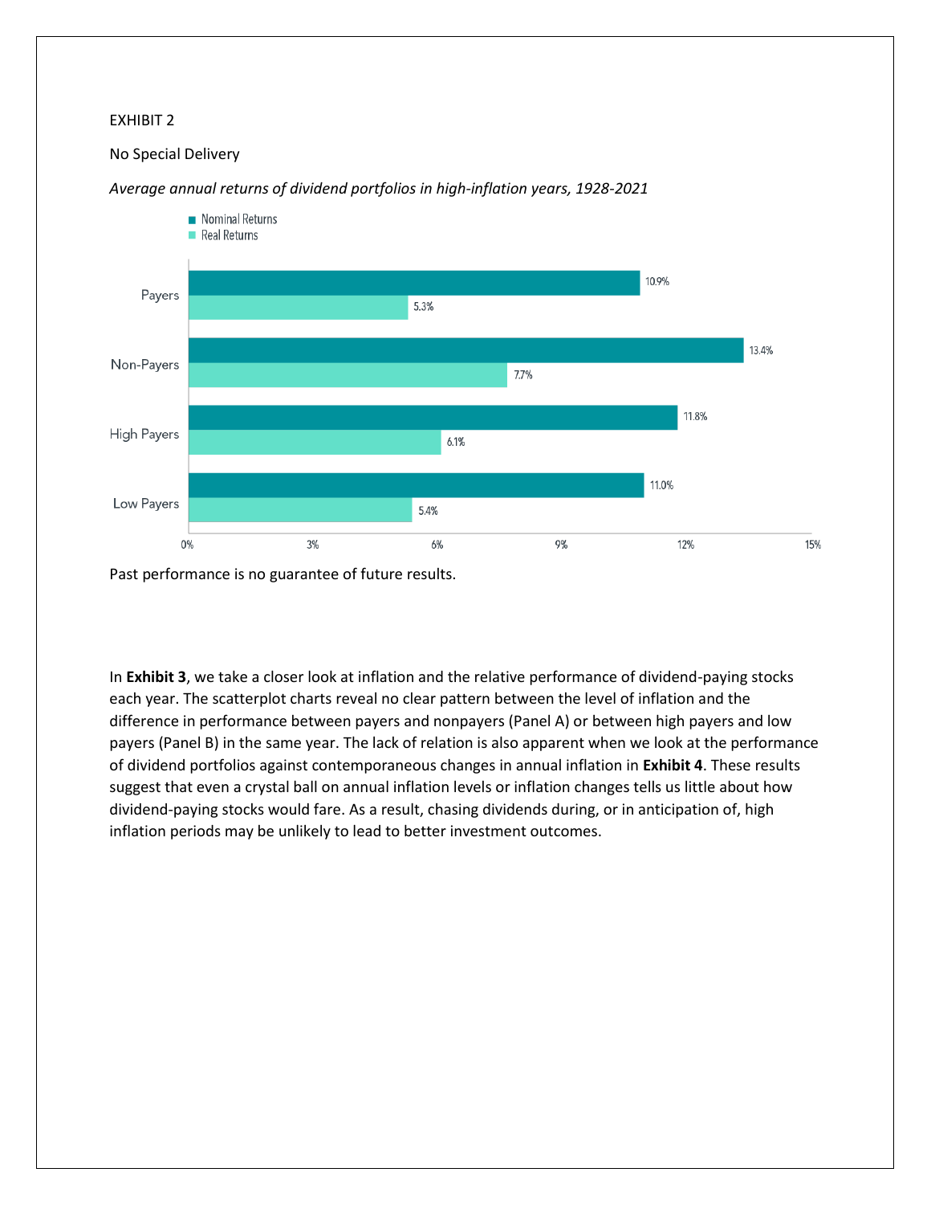EXHIBIT 2

No Special Delivery

*Average annual returns of dividend portfolios in high-inflation years, 1928-2021*

| | Nominal Returns | Real Returns |
|---|---|---|
| Payers | 10.9% | 5.3% |
| Non-Payers | 13.4% | 7.7% |
| High Payers | 11.8% | 6.1% |
| Low Payers | 11.0% | 5.4% |

Past performance is no guarantee of future results.

In **Exhibit 3**, we take a closer look at inflation and the relative performance of dividend-paying stocks each year. The scatterplot charts reveal no clear pattern between the level of inflation and the difference in performance between payers and nonpayers (Panel A) or between high payers and low payers (Panel B) in the same year. The lack of relation is also apparent when we look at the performance of dividend portfolios against contemporaneous changes in annual inflation in **Exhibit 4**. These results suggest that even a crystal ball on annual inflation levels or inflation changes tells us little about how dividend-paying stocks would fare. As a result, chasing dividends during, or in anticipation of, high inflation periods may be unlikely to lead to better investment outcomes.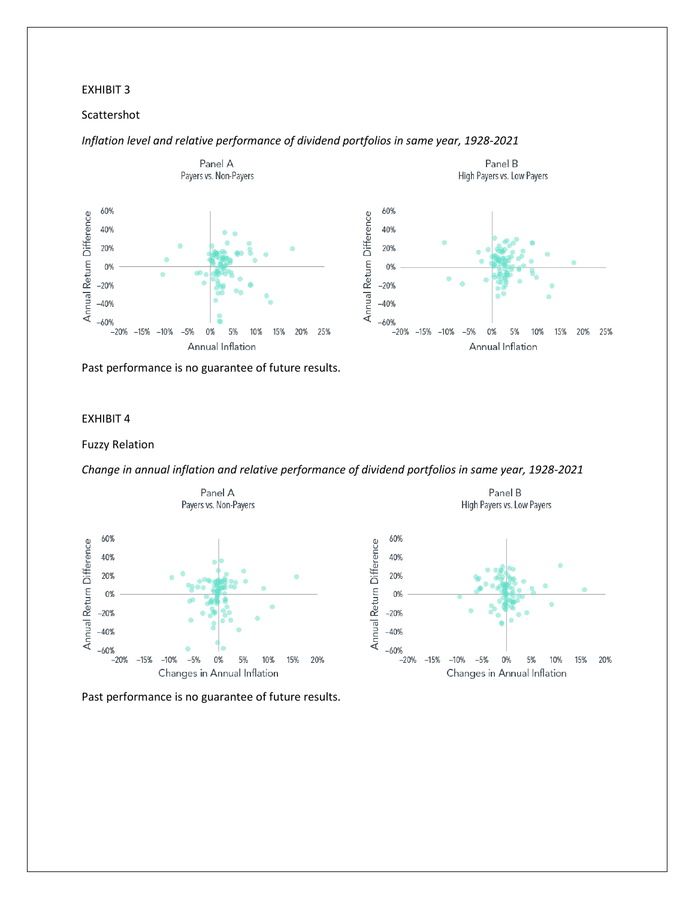EXHIBIT 3

Scattershot

*Inflation level and relative performance of dividend portfolios in same year, 1928-2021*

Past performance is no guarantee of future results.

EXHIBIT 4

Fuzzy Relation

*Change in annual inflation and relative performance of dividend portfolios in same year, 1928-2021*

Past performance is no guarantee of future results.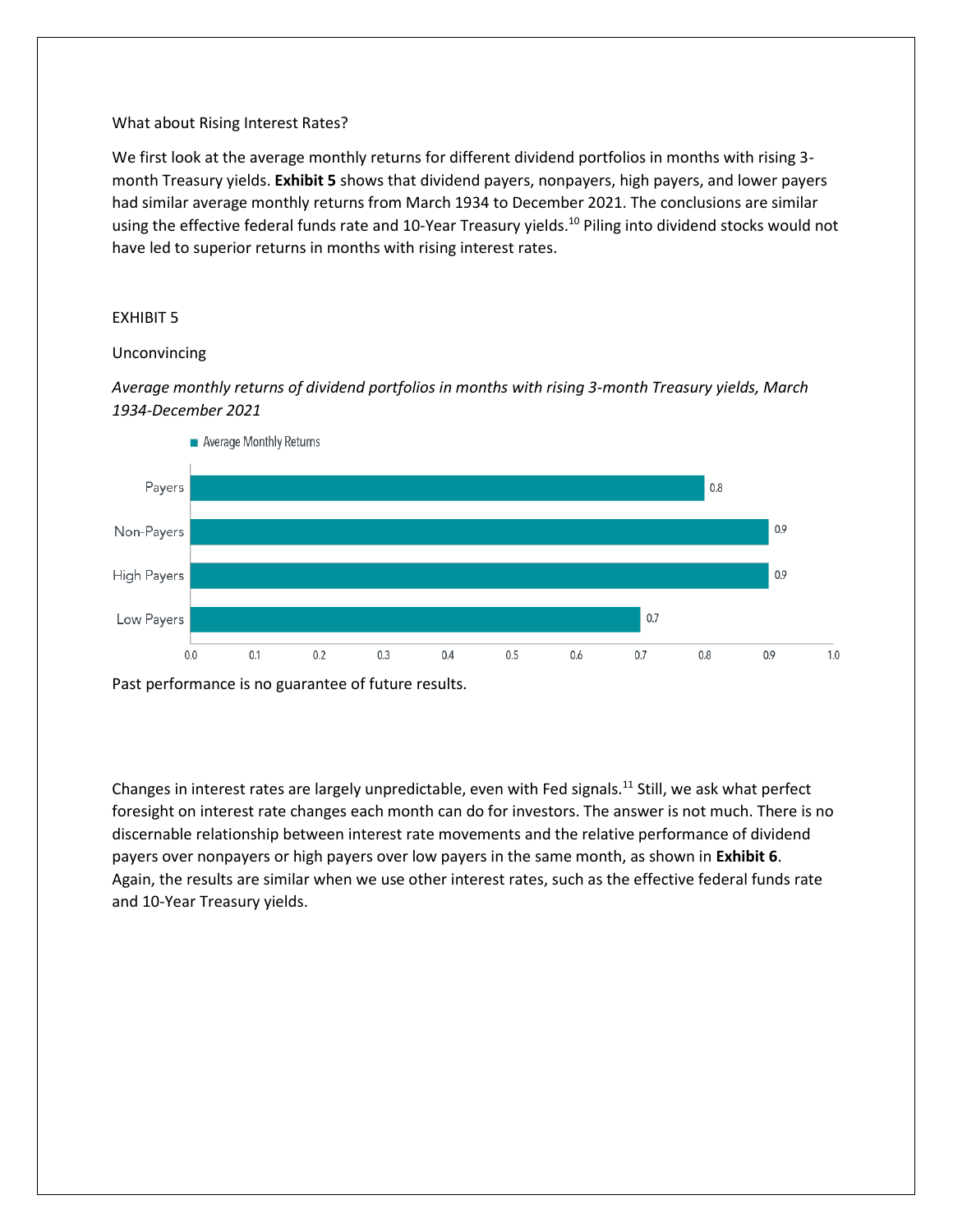What about Rising Interest Rates?

We first look at the average monthly returns for different dividend portfolios in months with rising 3-month Treasury yields. **Exhibit 5** shows that dividend payers, nonpayers, high payers, and lower payers had similar average monthly returns from March 1934 to December 2021. The conclusions are similar using the effective federal funds rate and 10-Year Treasury yields.[10] Piling into dividend stocks would not have led to superior returns in months with rising interest rates.

EXHIBIT 5

Unconvincing

*Average monthly returns of dividend portfolios in months with rising 3-month Treasury yields, March 1934-December 2021*

| | Average Monthly Returns |
|---|---|
| Payers | 0.8 |
| Non-Payers | 0.9 |
| High Payers | 0.9 |
| Low Payers | 0.7 |

Past performance is no guarantee of future results.

Changes in interest rates are largely unpredictable, even with Fed signals.[11] Still, we ask what perfect foresight on interest rate changes each month can do for investors. The answer is not much. There is no discernable relationship between interest rate movements and the relative performance of dividend payers over nonpayers or high payers over low payers in the same month, as shown in **Exhibit 6**. Again, the results are similar when we use other interest rates, such as the effective federal funds rate and 10-Year Treasury yields.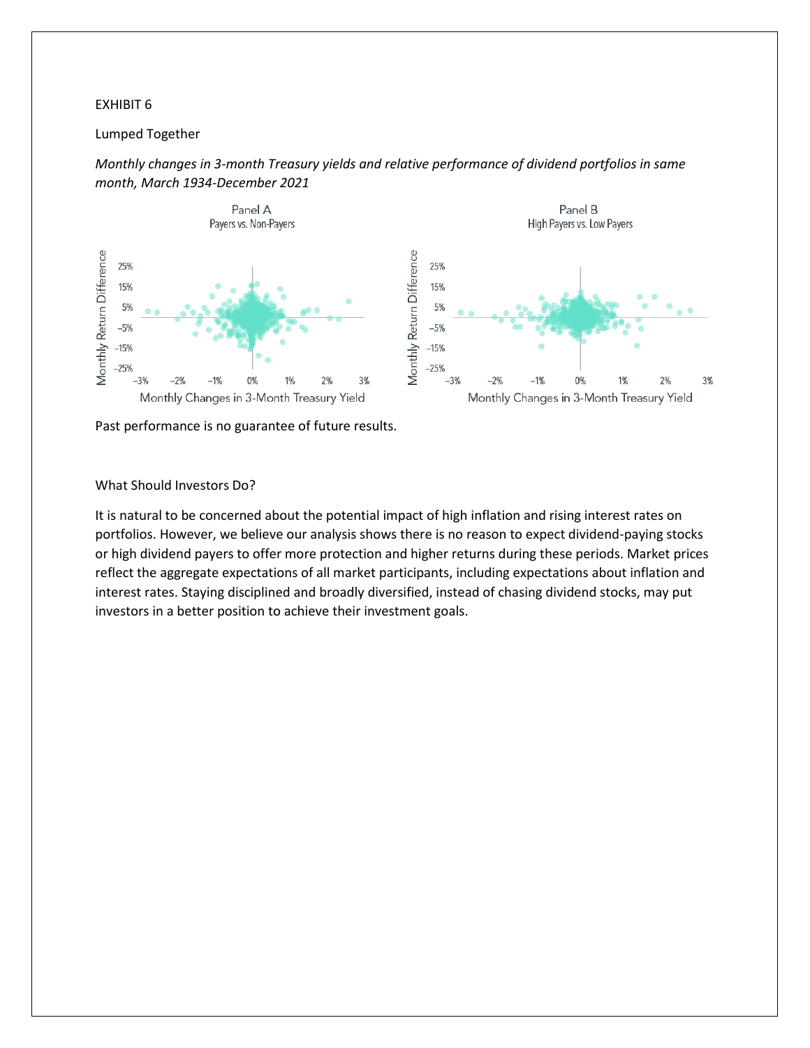EXHIBIT 6

Lumped Together

*Monthly changes in 3-month Treasury yields and relative performance of dividend portfolios in same month, March 1934-December 2021*

Panel A
Payers vs. Non-Payers

Panel B
High Payers vs. Low Payers

Past performance is no guarantee of future results.

What Should Investors Do?

It is natural to be concerned about the potential impact of high inflation and rising interest rates on portfolios. However, we believe our analysis shows there is no reason to expect dividend-paying stocks or high dividend payers to offer more protection and higher returns during these periods. Market prices reflect the aggregate expectations of all market participants, including expectations about inflation and interest rates. Staying disciplined and broadly diversified, instead of chasing dividend stocks, may put investors in a better position to achieve their investment goals.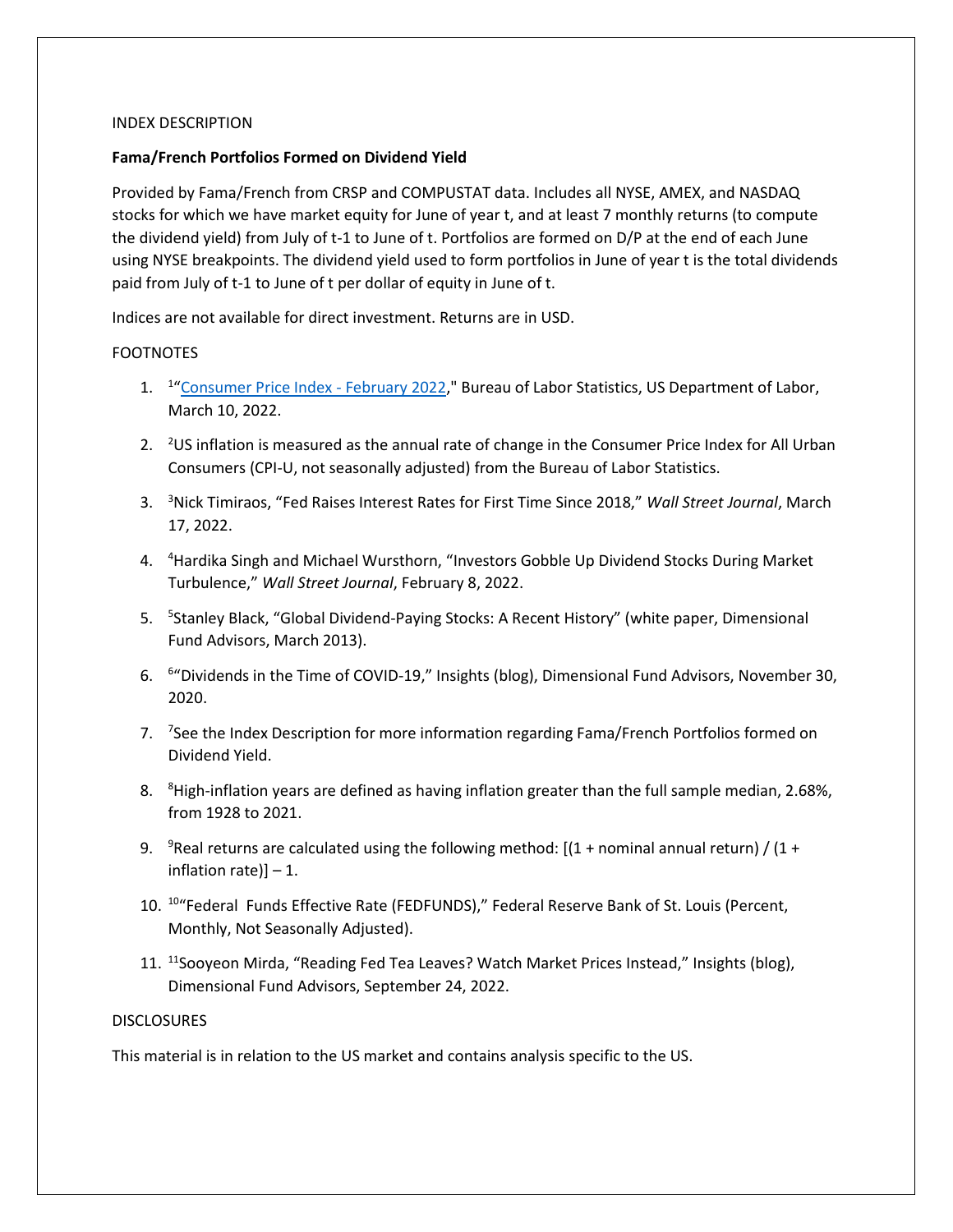INDEX DESCRIPTION

**Fama/French Portfolios Formed on Dividend Yield**

Provided by Fama/French from CRSP and COMPUSTAT data. Includes all NYSE, AMEX, and NASDAQ stocks for which we have market equity for June of year t, and at least 7 monthly returns (to compute the dividend yield) from July of t-1 to June of t. Portfolios are formed on D/P at the end of each June using NYSE breakpoints. The dividend yield used to form portfolios in June of year t is the total dividends paid from July of t-1 to June of t per dollar of equity in June of t.

Indices are not available for direct investment. Returns are in USD.

FOOTNOTES

1. [1]"Consumer Price Index - February 2022," Bureau of Labor Statistics, US Department of Labor, March 10, 2022.
2. [2]US inflation is measured as the annual rate of change in the Consumer Price Index for All Urban Consumers (CPI-U, not seasonally adjusted) from the Bureau of Labor Statistics.
3. [3]Nick Timiraos, "Fed Raises Interest Rates for First Time Since 2018," *Wall Street Journal*, March 17, 2022.
4. [4]Hardika Singh and Michael Wursthorn, "Investors Gobble Up Dividend Stocks During Market Turbulence," *Wall Street Journal*, February 8, 2022.
5. [5]Stanley Black, "Global Dividend-Paying Stocks: A Recent History" (white paper, Dimensional Fund Advisors, March 2013).
6. [6]"Dividends in the Time of COVID-19," Insights (blog), Dimensional Fund Advisors, November 30, 2020.
7. [7]See the Index Description for more information regarding Fama/French Portfolios formed on Dividend Yield.
8. [8]High-inflation years are defined as having inflation greater than the full sample median, 2.68%, from 1928 to 2021.
9. [9]Real returns are calculated using the following method: [(1 + nominal annual return) / (1 + inflation rate)] – 1.
10. [10]"Federal Funds Effective Rate (FEDFUNDS)," Federal Reserve Bank of St. Louis (Percent, Monthly, Not Seasonally Adjusted).
11. [11]Sooyeon Mirda, "Reading Fed Tea Leaves? Watch Market Prices Instead," Insights (blog), Dimensional Fund Advisors, September 24, 2022.

DISCLOSURES

This material is in relation to the US market and contains analysis specific to the US.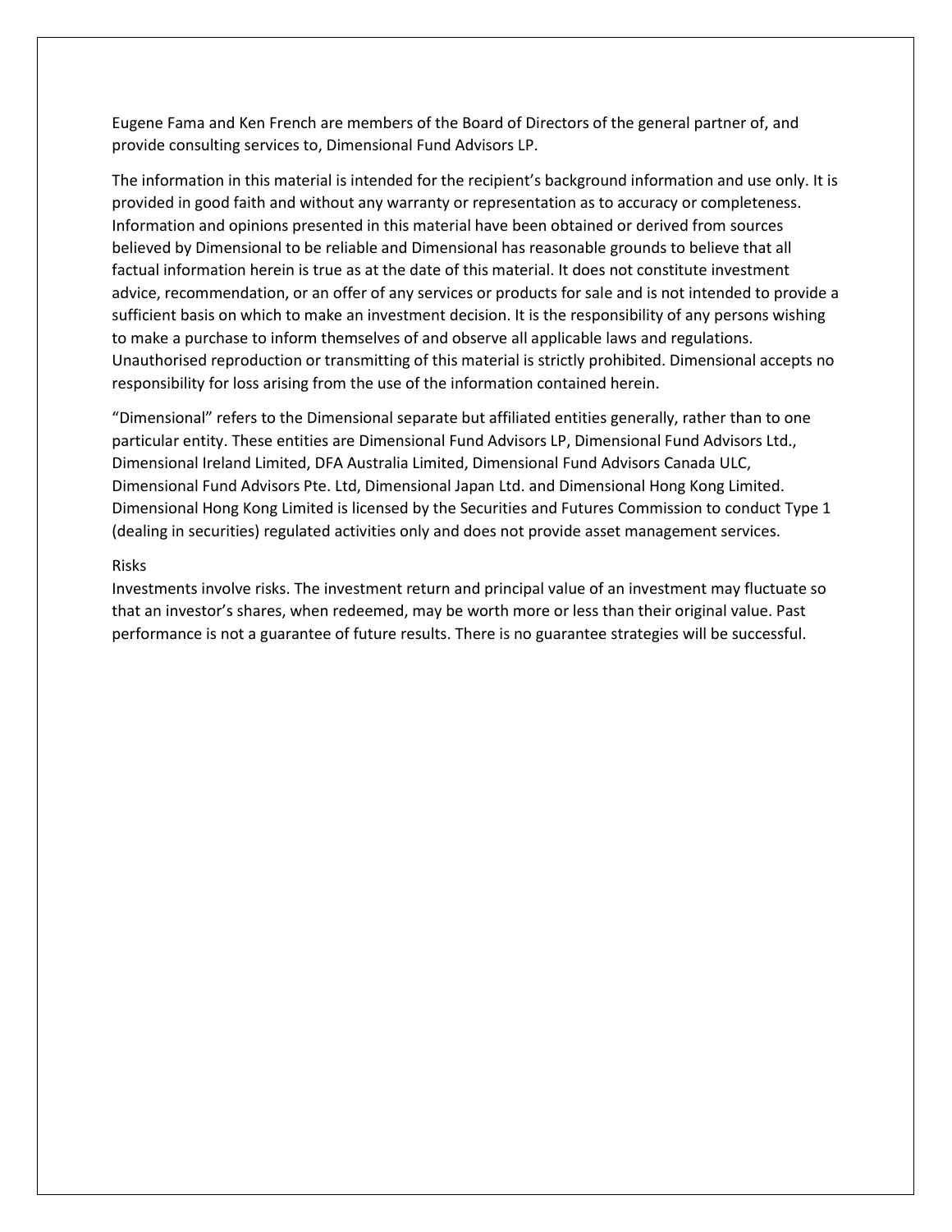Eugene Fama and Ken French are members of the Board of Directors of the general partner of, and provide consulting services to, Dimensional Fund Advisors LP.

The information in this material is intended for the recipient's background information and use only. It is provided in good faith and without any warranty or representation as to accuracy or completeness. Information and opinions presented in this material have been obtained or derived from sources believed by Dimensional to be reliable and Dimensional has reasonable grounds to believe that all factual information herein is true as at the date of this material. It does not constitute investment advice, recommendation, or an offer of any services or products for sale and is not intended to provide a sufficient basis on which to make an investment decision. It is the responsibility of any persons wishing to make a purchase to inform themselves of and observe all applicable laws and regulations. Unauthorised reproduction or transmitting of this material is strictly prohibited. Dimensional accepts no responsibility for loss arising from the use of the information contained herein.

"Dimensional" refers to the Dimensional separate but affiliated entities generally, rather than to one particular entity. These entities are Dimensional Fund Advisors LP, Dimensional Fund Advisors Ltd., Dimensional Ireland Limited, DFA Australia Limited, Dimensional Fund Advisors Canada ULC, Dimensional Fund Advisors Pte. Ltd, Dimensional Japan Ltd. and Dimensional Hong Kong Limited. Dimensional Hong Kong Limited is licensed by the Securities and Futures Commission to conduct Type 1 (dealing in securities) regulated activities only and does not provide asset management services.

Risks

Investments involve risks. The investment return and principal value of an investment may fluctuate so that an investor's shares, when redeemed, may be worth more or less than their original value. Past performance is not a guarantee of future results. There is no guarantee strategies will be successful.